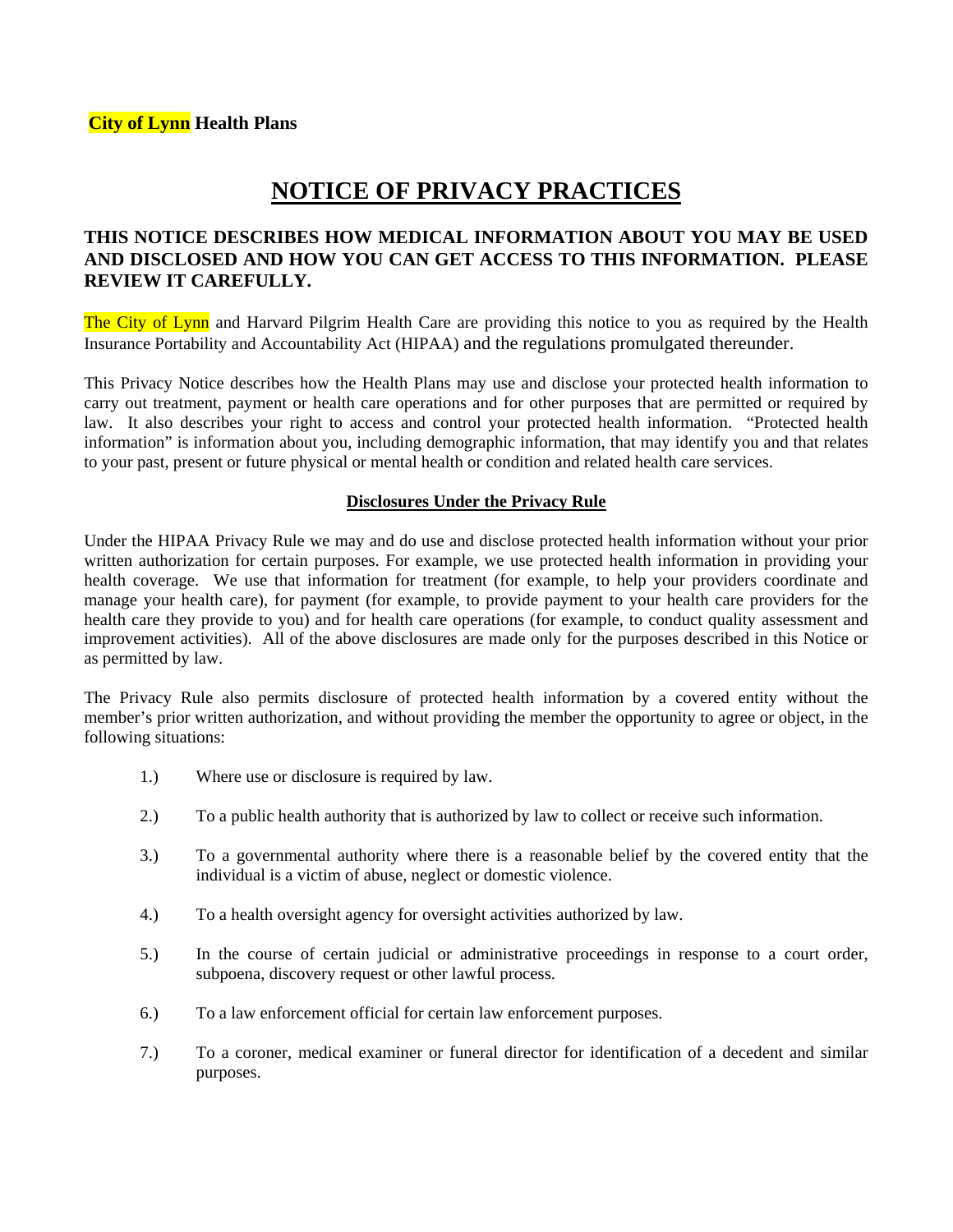**City of Lynn Health Plans**

# NOTICE OF PRIVACY PRACTICES

### THIS NOTICE DESCRIBES HOW MEDICAL INFORMATION ABOUT YOU MAY BE USED AND DISCLOSED AND HOW YOU CAN GET ACCESS TO THIS INFORMATION. PLEASE REVIEW IT CAREFULLY.

The City of Lynn and Harvard Pilgrim Health Care are providing this notice to you as required by the Health Insurance Portability and Accountability Act (HIPAA) and the regulations promulgated thereunder.

This Privacy Notice describes how the Health Plans may use and disclose your protected health information to carry out treatment, payment or health care operations and for other purposes that are permitted or required by law. It also describes your right to access and control your protected health information. "Protected health information" is information about you, including demographic information, that may identify you and that relates to your past, present or future physical or mental health or condition and related health care services.

## Disclosures Under the Privacy Rule

Under the HIPAA Privacy Rule we may and do use and disclose protected health information without your prior written authorization for certain purposes. For example, we use protected health information in providing your health coverage. We use that information for treatment (for example, to help your providers coordinate and manage your health care), for payment (for example, to provide payment to your health care providers for the health care they provide to you) and for health care operations (for example, to conduct quality assessment and improvement activities). All of the above disclosures are made only for the purposes described in this Notice or as permitted by law.

The Privacy Rule also permits disclosure of protected health information by a covered entity without the member's prior written authorization, and without providing the member the opportunity to agree or object, in the following situations:

1.) Where use or disclosure is required by law.

2.) To a public health authority that is authorized by law to collect or receive such information.

3.) To a governmental authority where there is a reasonable belief by the covered entity that the individual is a victim of abuse, neglect or domestic violence.

4.) To a health oversight agency for oversight activities authorized by law.

5.) In the course of certain judicial or administrative proceedings in response to a court order, subpoena, discovery request or other lawful process.

6.) To a law enforcement official for certain law enforcement purposes.

7.) To a coroner, medical examiner or funeral director for identification of a decedent and similar purposes.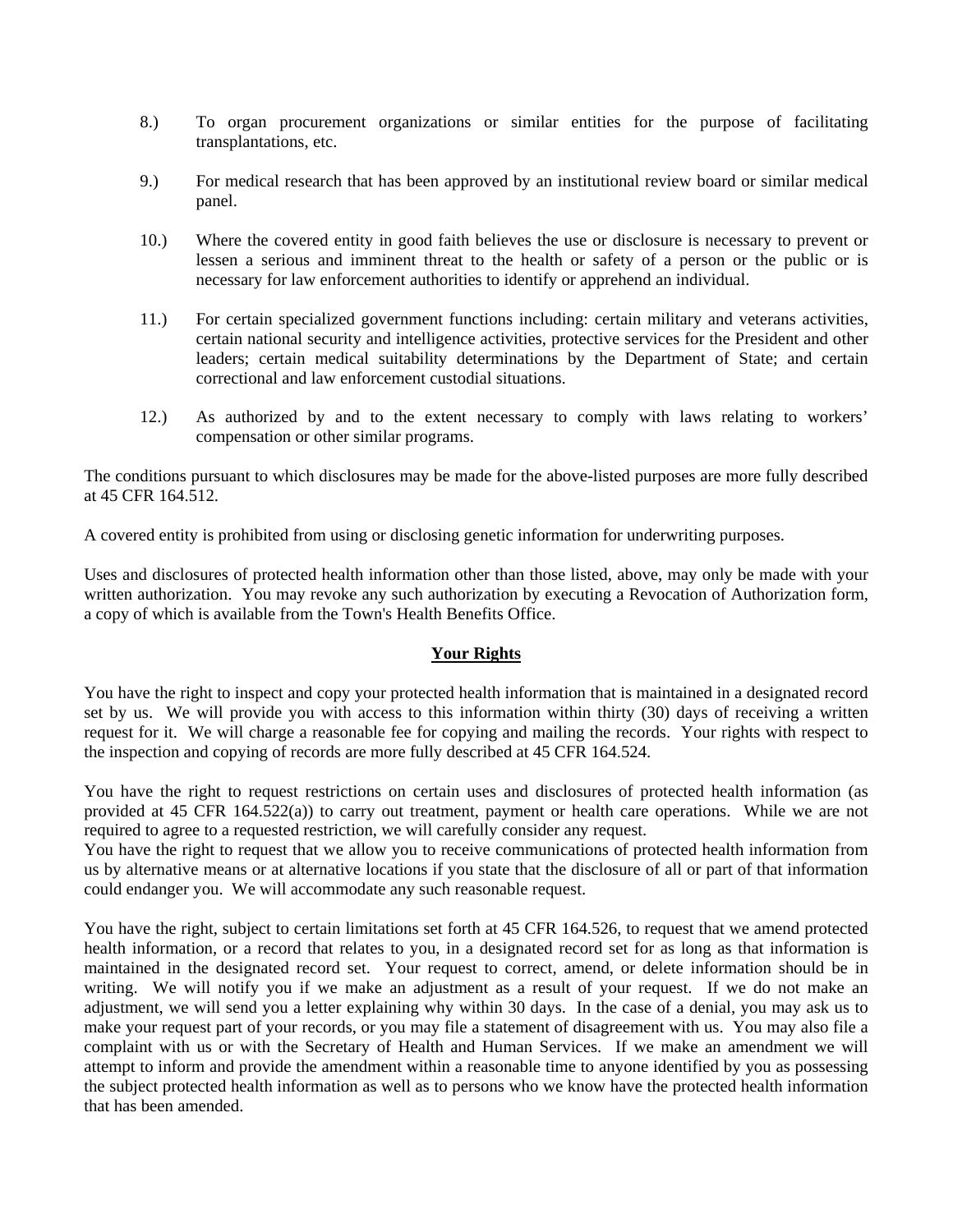8.) To organ procurement organizations or similar entities for the purpose of facilitating transplantations, etc.

9.) For medical research that has been approved by an institutional review board or similar medical panel.

10.) Where the covered entity in good faith believes the use or disclosure is necessary to prevent or lessen a serious and imminent threat to the health or safety of a person or the public or is necessary for law enforcement authorities to identify or apprehend an individual.

11.) For certain specialized government functions including: certain military and veterans activities, certain national security and intelligence activities, protective services for the President and other leaders; certain medical suitability determinations by the Department of State; and certain correctional and law enforcement custodial situations.

12.) As authorized by and to the extent necessary to comply with laws relating to workers' compensation or other similar programs.

The conditions pursuant to which disclosures may be made for the above-listed purposes are more fully described at 45 CFR 164.512.

A covered entity is prohibited from using or disclosing genetic information for underwriting purposes.

Uses and disclosures of protected health information other than those listed, above, may only be made with your written authorization. You may revoke any such authorization by executing a Revocation of Authorization form, a copy of which is available from the Town's Health Benefits Office.

## Your Rights

You have the right to inspect and copy your protected health information that is maintained in a designated record set by us. We will provide you with access to this information within thirty (30) days of receiving a written request for it. We will charge a reasonable fee for copying and mailing the records. Your rights with respect to the inspection and copying of records are more fully described at 45 CFR 164.524.

You have the right to request restrictions on certain uses and disclosures of protected health information (as provided at 45 CFR 164.522(a)) to carry out treatment, payment or health care operations. While we are not required to agree to a requested restriction, we will carefully consider any request.

You have the right to request that we allow you to receive communications of protected health information from us by alternative means or at alternative locations if you state that the disclosure of all or part of that information could endanger you. We will accommodate any such reasonable request.

You have the right, subject to certain limitations set forth at 45 CFR 164.526, to request that we amend protected health information, or a record that relates to you, in a designated record set for as long as that information is maintained in the designated record set. Your request to correct, amend, or delete information should be in writing. We will notify you if we make an adjustment as a result of your request. If we do not make an adjustment, we will send you a letter explaining why within 30 days. In the case of a denial, you may ask us to make your request part of your records, or you may file a statement of disagreement with us. You may also file a complaint with us or with the Secretary of Health and Human Services. If we make an amendment we will attempt to inform and provide the amendment within a reasonable time to anyone identified by you as possessing the subject protected health information as well as to persons who we know have the protected health information that has been amended.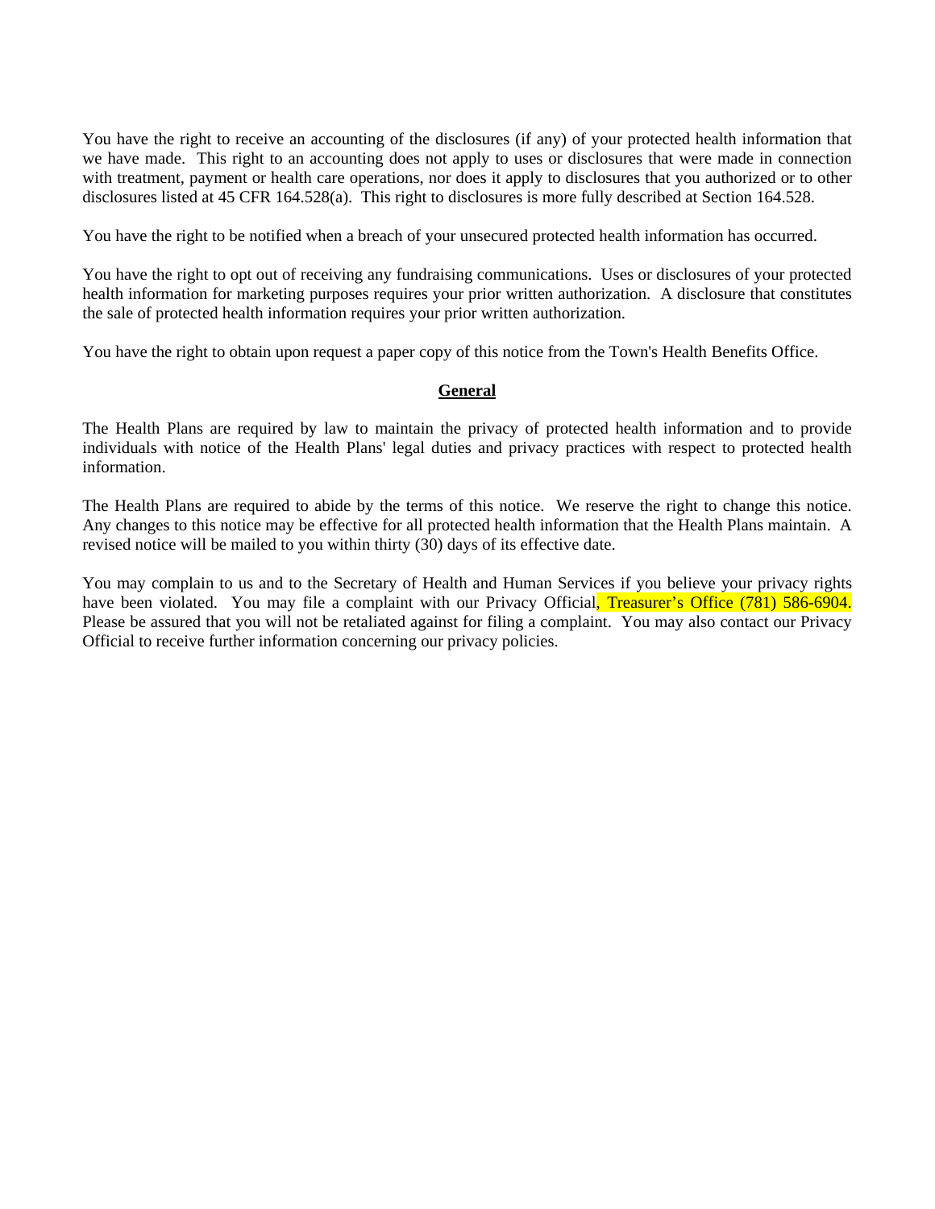You have the right to receive an accounting of the disclosures (if any) of your protected health information that we have made. This right to an accounting does not apply to uses or disclosures that were made in connection with treatment, payment or health care operations, nor does it apply to disclosures that you authorized or to other disclosures listed at 45 CFR 164.528(a). This right to disclosures is more fully described at Section 164.528.

You have the right to be notified when a breach of your unsecured protected health information has occurred.

You have the right to opt out of receiving any fundraising communications. Uses or disclosures of your protected health information for marketing purposes requires your prior written authorization. A disclosure that constitutes the sale of protected health information requires your prior written authorization.

You have the right to obtain upon request a paper copy of this notice from the Town's Health Benefits Office.

## General

The Health Plans are required by law to maintain the privacy of protected health information and to provide individuals with notice of the Health Plans' legal duties and privacy practices with respect to protected health information.

The Health Plans are required to abide by the terms of this notice. We reserve the right to change this notice. Any changes to this notice may be effective for all protected health information that the Health Plans maintain. A revised notice will be mailed to you within thirty (30) days of its effective date.

You may complain to us and to the Secretary of Health and Human Services if you believe your privacy rights have been violated. You may file a complaint with our Privacy Official, Treasurer's Office (781) 586-6904. Please be assured that you will not be retaliated against for filing a complaint. You may also contact our Privacy Official to receive further information concerning our privacy policies.